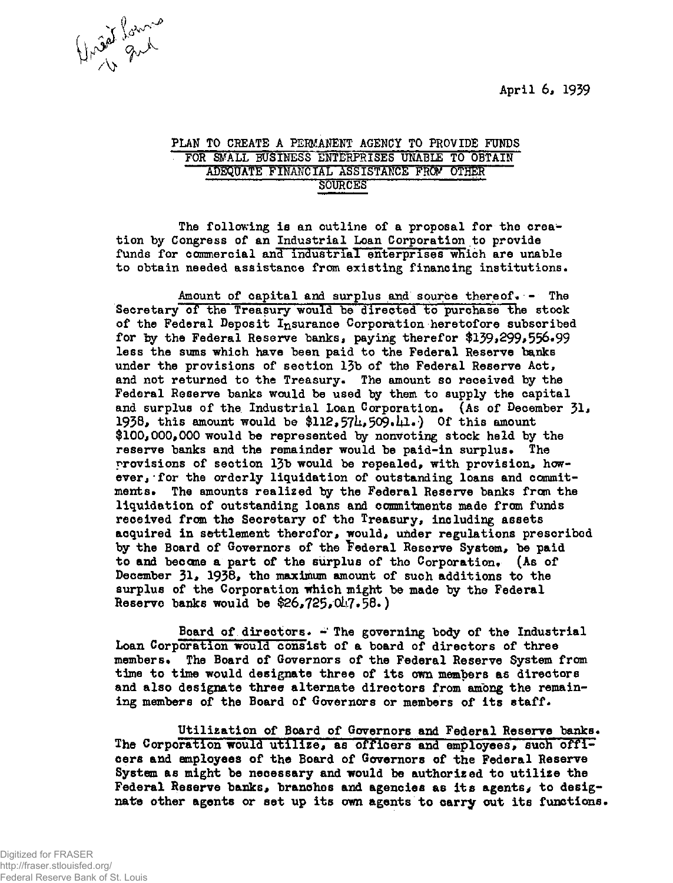April 6, 1939

# PLAN TO CREATE A PERMANENT AGENCY TO PROVIDE FUNDS FOR SMALL BUSINESS ENTERPRISES UNABLE TO OBTAIN ADEQUATE FINANCIAL ASSISTANCE FROM OTHER SOURCES

The following is an outline of a proposal for the creation by Congress of an Industrial Loan Corporation to provide funds for commercial and industrial enterprises which are unable to obtain needed assistance from existing financing institutions.

Amount of capital and surplus and source thereof. - The Secretary of the Treasury would be directed to purchase the stock of the Federal Deposit Insurance Corporation heretofore subscribed for by the Federal Reserve banks, paying therefor $139,299,556.99 less the sums which have been paid to the Federal Reserve banks under the provisions of section 13b of the Federal Reserve Act, and not returned to the Treasury. The amount so received by the Federal Reserve banks would be used by them to supply the capital and surplus of the Industrial Loan Corporation. (As of December 31, 1938, this amount would be $112,574,509.41.) Of this amount $100,000,000 would be represented by nonvoting stock held by the reserve banks and the remainder would be paid-in surplus. The provisions of section 13b would be repealed, with provision, however, for the orderly liquidation of outstanding loans and commitments. The amounts realized by the Federal Reserve banks from the liquidation of outstanding loans and commitments made from funds received from the Secretary of the Treasury, including assets acquired in settlement therefor, would, under regulations prescribed by the Board of Governors of the Federal Reserve System, be paid to and become a part of the surplus of the Corporation. (As of December 31, 1938, the maximum amount of such additions to the surplus of the Corporation which might be made by the Federal Reserve banks would be $26,725,047.58.)

Board of directors. - The governing body of the Industrial Loan Corporation would consist of a board of directors of three members. The Board of Governors of the Federal Reserve System from time to time would designate three of its own members as directors and also designate three alternate directors from among the remaining members of the Board of Governors or members of its staff.

Utilization of Board of Governors and Federal Reserve banks. The Corporation would utilize, as officers and employees, such officers and employees of the Board of Governors of the Federal Reserve System as might be necessary and would be authorized to utilize the Federal Reserve banks, branches and agencies as its agents, to designate other agents or set up its own agents to carry out its functions.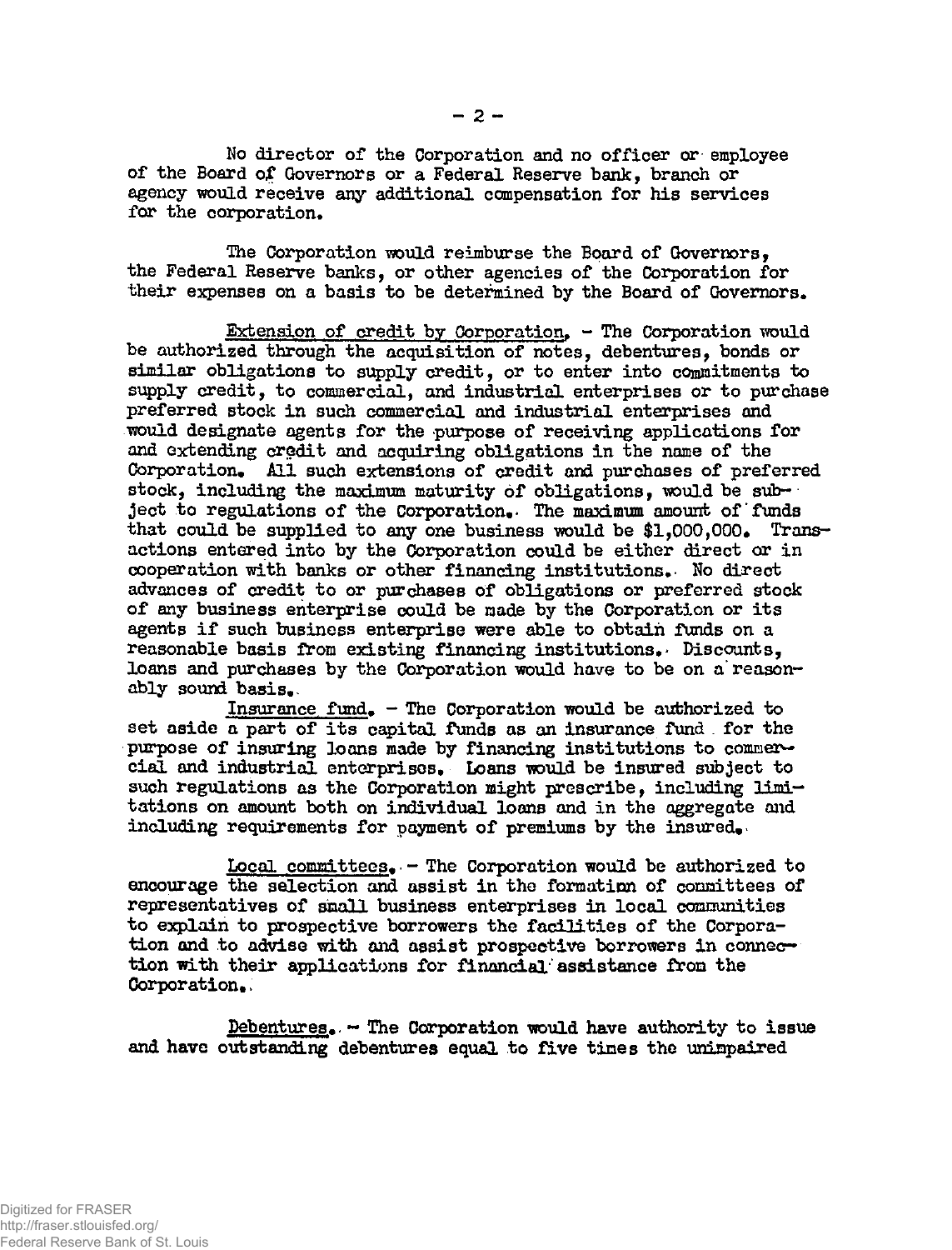No director of the Corporation and no officer or employee of the Board of Governors or a Federal Reserve bank, branch or agency would receive any additional compensation for his services for the corporation.

The Corporation would reimburse the Board of Governors, the Federal Reserve banks, or other agencies of the Corporation for their expenses on a basis to be determined by the Board of Governors.

Extension of credit by Corporation. - The Corporation would be authorized through the acquisition of notes, debentures, bonds or similar obligations to supply credit, or to enter into commitments to supply credit, to commercial, and industrial enterprises or to purchase preferred stock in such commercial and industrial enterprises and would designate agents for the purpose of receiving applications for and extending credit and acquiring obligations in the name of the Corporation. All such extensions of credit and purchases of preferred stock, including the maximum maturity of obligations, would be subject to regulations of the Corporation. The maximum amount of funds that could be supplied to any one business would be $1,000,000. Transactions entered into by the Corporation could be either direct or in cooperation with banks or other financing institutions. No direct advances of credit to or purchases of obligations or preferred stock of any business enterprise could be made by the Corporation or its agents if such business enterprise were able to obtain funds on a reasonable basis from existing financing institutions. Discounts, loans and purchases by the Corporation would have to be on a reasonably sound basis.

Insurance fund. - The Corporation would be authorized to set aside a part of its capital funds as an insurance fund for the purpose of insuring loans made by financing institutions to commercial and industrial enterprises. Loans would be insured subject to such regulations as the Corporation might prescribe, including limitations on amount both on individual loans and in the aggregate and including requirements for payment of premiums by the insured.

Local committees. - The Corporation would be authorized to encourage the selection and assist in the formation of committees of representatives of small business enterprises in local communities to explain to prospective borrowers the facilities of the Corporation and to advise with and assist prospective borrowers in connection with their applications for financial assistance from the Corporation.

Debentures. - The Corporation would have authority to issue and have outstanding debentures equal to five times the unimpaired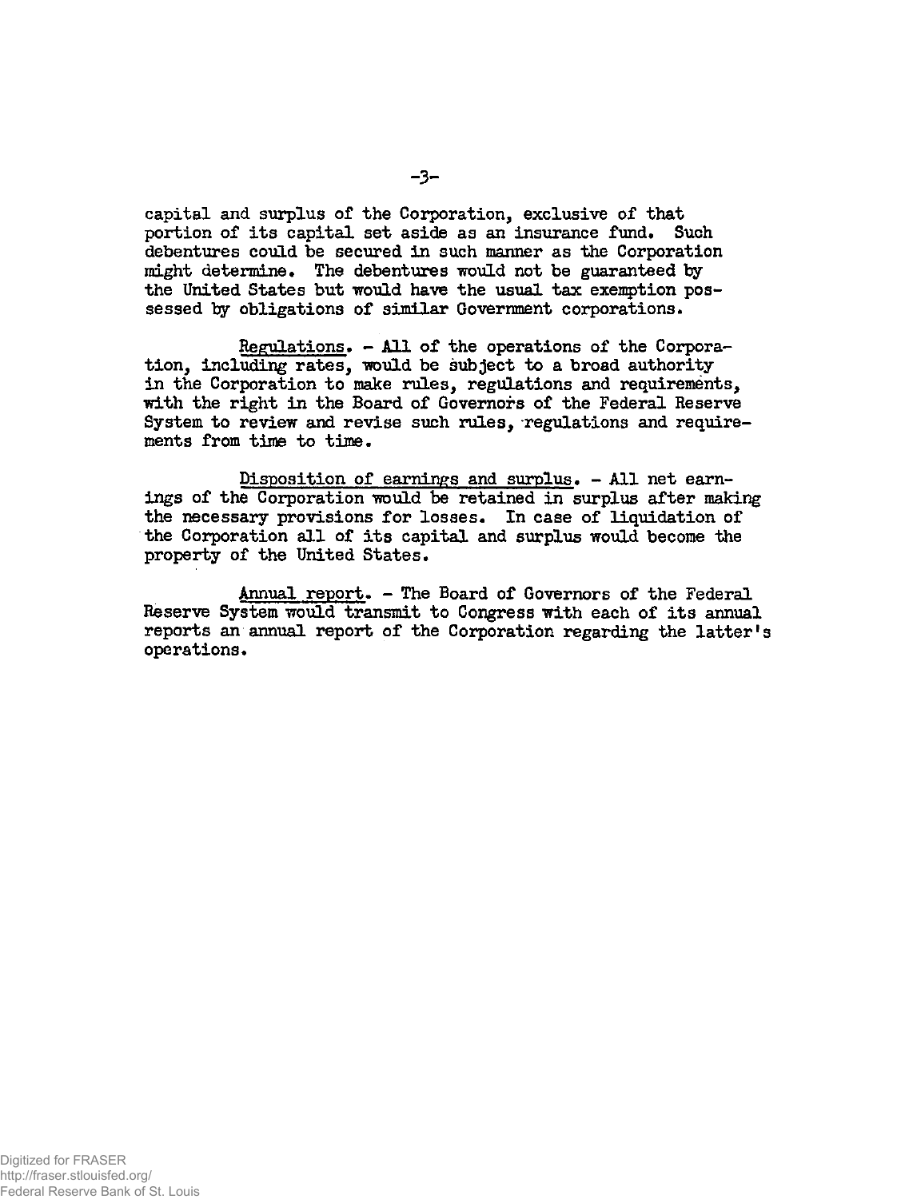capital and surplus of the Corporation, exclusive of that portion of its capital set aside as an insurance fund. Such debentures could be secured in such manner as the Corporation might determine. The debentures would not be guaranteed by the United States but would have the usual tax exemption possessed by obligations of similar Government corporations.

Regulations. - All of the operations of the Corporation, including rates, would be subject to a broad authority in the Corporation to make rules, regulations and requirements, with the right in the Board of Governors of the Federal Reserve System to review and revise such rules, regulations and requirements from time to time.

Disposition of earnings and surplus. - All net earnings of the Corporation would be retained in surplus after making the necessary provisions for losses. In case of liquidation of the Corporation all of its capital and surplus would become the property of the United States.

Annual report. - The Board of Governors of the Federal Reserve System would transmit to Congress with each of its annual reports an annual report of the Corporation regarding the latter's operations.